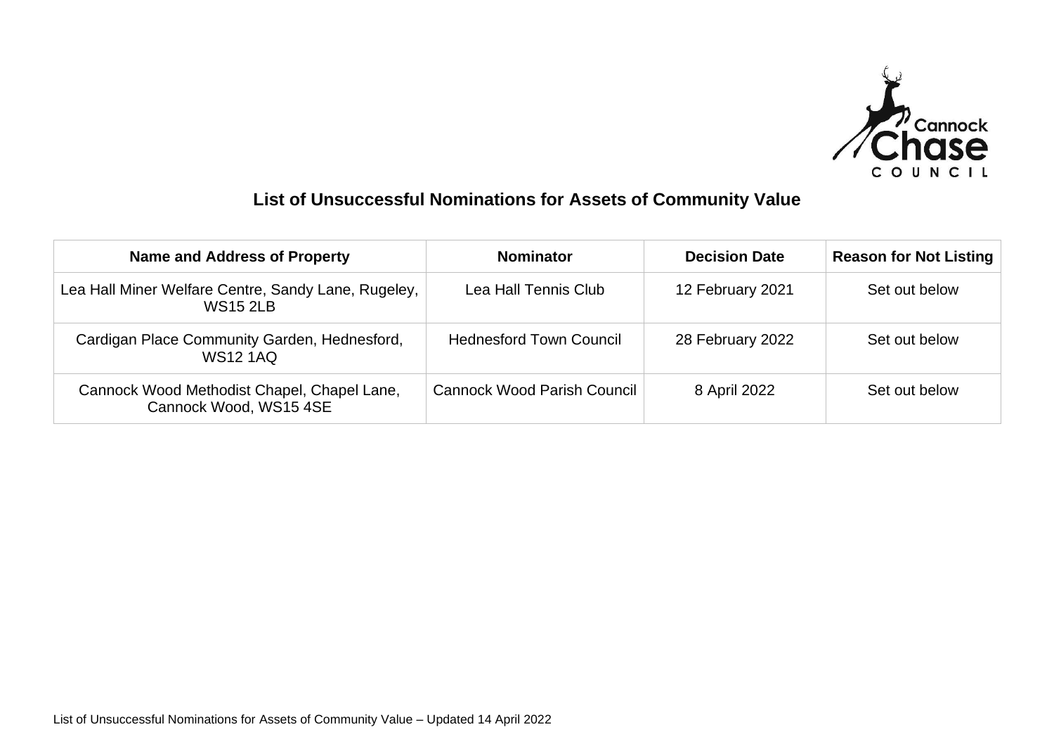# List of Unsuccessful Nominations for Assets of Community Value

| Name and Address of Property | Nominator | Decision Date | Reason for Not Listing |
|---|---|---|---|
| Lea Hall Miner Welfare Centre, Sandy Lane, Rugeley, WS15 2LB | Lea Hall Tennis Club | 12 February 2021 | Set out below |
| Cardigan Place Community Garden, Hednesford, WS12 1AQ | Hednesford Town Council | 28 February 2022 | Set out below |
| Cannock Wood Methodist Chapel, Chapel Lane, Cannock Wood, WS15 4SE | Cannock Wood Parish Council | 8 April 2022 | Set out below |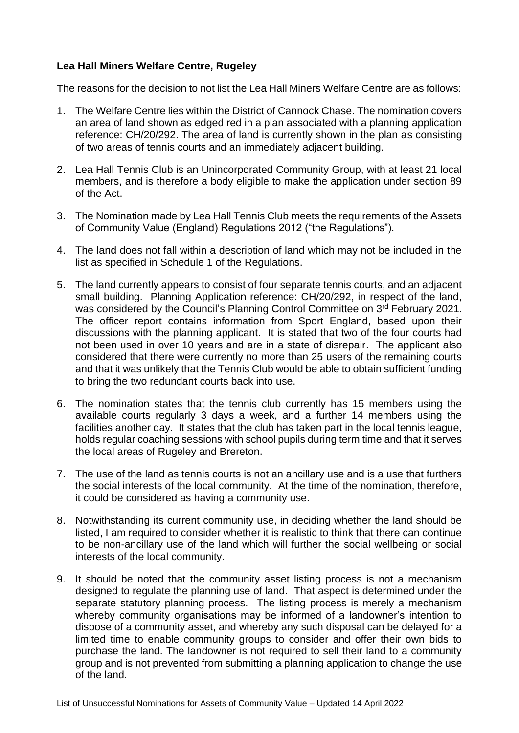**Lea Hall Miners Welfare Centre, Rugeley**

The reasons for the decision to not list the Lea Hall Miners Welfare Centre are as follows:

1. The Welfare Centre lies within the District of Cannock Chase. The nomination covers an area of land shown as edged red in a plan associated with a planning application reference: CH/20/292. The area of land is currently shown in the plan as consisting of two areas of tennis courts and an immediately adjacent building.
2. Lea Hall Tennis Club is an Unincorporated Community Group, with at least 21 local members, and is therefore a body eligible to make the application under section 89 of the Act.
3. The Nomination made by Lea Hall Tennis Club meets the requirements of the Assets of Community Value (England) Regulations 2012 ("the Regulations").
4. The land does not fall within a description of land which may not be included in the list as specified in Schedule 1 of the Regulations.
5. The land currently appears to consist of four separate tennis courts, and an adjacent small building. Planning Application reference: CH/20/292, in respect of the land, was considered by the Council's Planning Control Committee on 3rd February 2021. The officer report contains information from Sport England, based upon their discussions with the planning applicant. It is stated that two of the four courts had not been used in over 10 years and are in a state of disrepair. The applicant also considered that there were currently no more than 25 users of the remaining courts and that it was unlikely that the Tennis Club would be able to obtain sufficient funding to bring the two redundant courts back into use.
6. The nomination states that the tennis club currently has 15 members using the available courts regularly 3 days a week, and a further 14 members using the facilities another day. It states that the club has taken part in the local tennis league, holds regular coaching sessions with school pupils during term time and that it serves the local areas of Rugeley and Brereton.
7. The use of the land as tennis courts is not an ancillary use and is a use that furthers the social interests of the local community. At the time of the nomination, therefore, it could be considered as having a community use.
8. Notwithstanding its current community use, in deciding whether the land should be listed, I am required to consider whether it is realistic to think that there can continue to be non-ancillary use of the land which will further the social wellbeing or social interests of the local community.
9. It should be noted that the community asset listing process is not a mechanism designed to regulate the planning use of land. That aspect is determined under the separate statutory planning process. The listing process is merely a mechanism whereby community organisations may be informed of a landowner's intention to dispose of a community asset, and whereby any such disposal can be delayed for a limited time to enable community groups to consider and offer their own bids to purchase the land. The landowner is not required to sell their land to a community group and is not prevented from submitting a planning application to change the use of the land.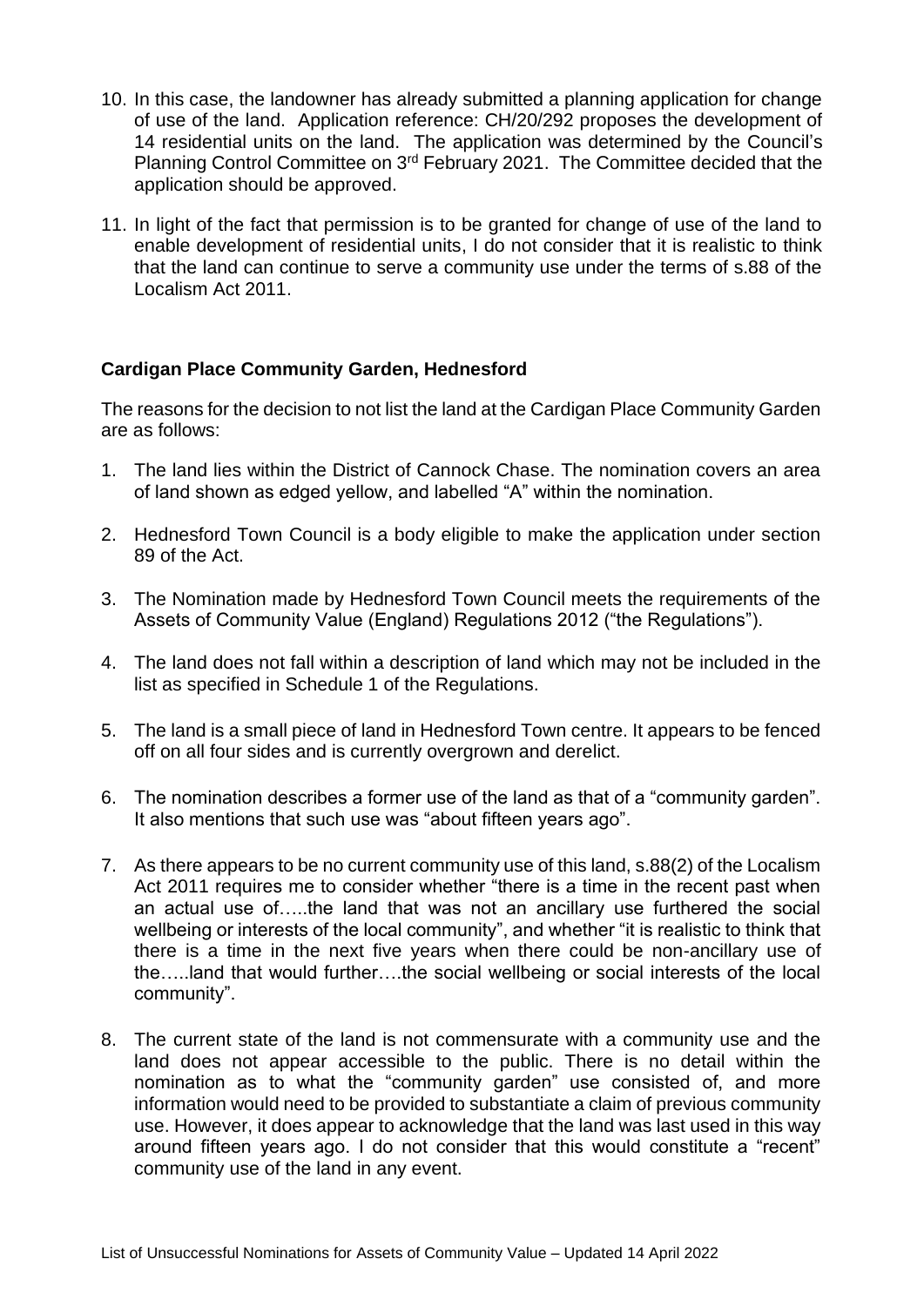10. In this case, the landowner has already submitted a planning application for change of use of the land. Application reference: CH/20/292 proposes the development of 14 residential units on the land. The application was determined by the Council's Planning Control Committee on 3rd February 2021. The Committee decided that the application should be approved.

11. In light of the fact that permission is to be granted for change of use of the land to enable development of residential units, I do not consider that it is realistic to think that the land can continue to serve a community use under the terms of s.88 of the Localism Act 2011.

**Cardigan Place Community Garden, Hednesford**

The reasons for the decision to not list the land at the Cardigan Place Community Garden are as follows:

1. The land lies within the District of Cannock Chase. The nomination covers an area of land shown as edged yellow, and labelled "A" within the nomination.

2. Hednesford Town Council is a body eligible to make the application under section 89 of the Act.

3. The Nomination made by Hednesford Town Council meets the requirements of the Assets of Community Value (England) Regulations 2012 ("the Regulations").

4. The land does not fall within a description of land which may not be included in the list as specified in Schedule 1 of the Regulations.

5. The land is a small piece of land in Hednesford Town centre. It appears to be fenced off on all four sides and is currently overgrown and derelict.

6. The nomination describes a former use of the land as that of a "community garden". It also mentions that such use was "about fifteen years ago".

7. As there appears to be no current community use of this land, s.88(2) of the Localism Act 2011 requires me to consider whether "there is a time in the recent past when an actual use of…..the land that was not an ancillary use furthered the social wellbeing or interests of the local community", and whether "it is realistic to think that there is a time in the next five years when there could be non-ancillary use of the…..land that would further….the social wellbeing or social interests of the local community".

8. The current state of the land is not commensurate with a community use and the land does not appear accessible to the public. There is no detail within the nomination as to what the "community garden" use consisted of, and more information would need to be provided to substantiate a claim of previous community use. However, it does appear to acknowledge that the land was last used in this way around fifteen years ago. I do not consider that this would constitute a "recent" community use of the land in any event.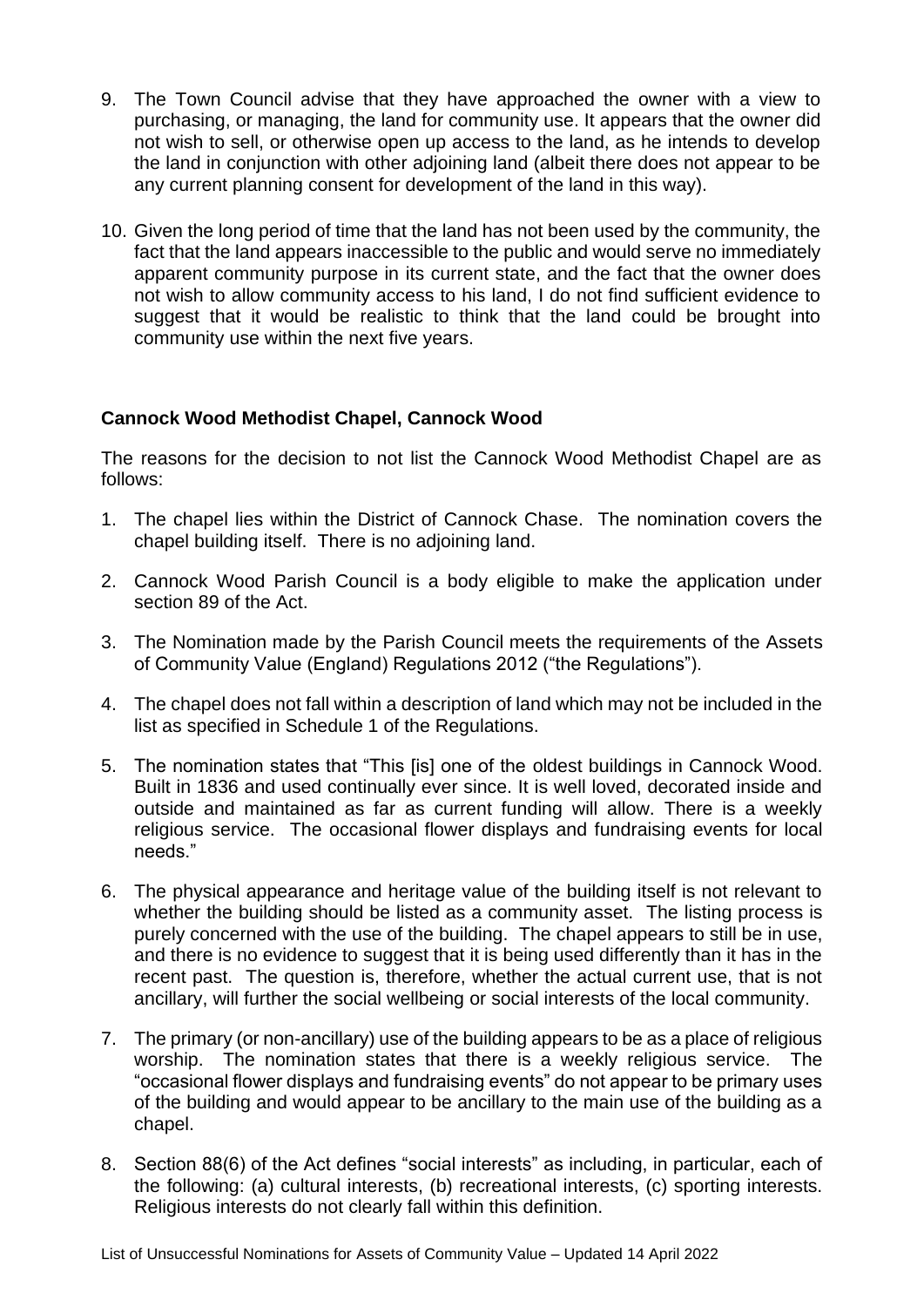9. The Town Council advise that they have approached the owner with a view to purchasing, or managing, the land for community use. It appears that the owner did not wish to sell, or otherwise open up access to the land, as he intends to develop the land in conjunction with other adjoining land (albeit there does not appear to be any current planning consent for development of the land in this way).

10. Given the long period of time that the land has not been used by the community, the fact that the land appears inaccessible to the public and would serve no immediately apparent community purpose in its current state, and the fact that the owner does not wish to allow community access to his land, I do not find sufficient evidence to suggest that it would be realistic to think that the land could be brought into community use within the next five years.

**Cannock Wood Methodist Chapel, Cannock Wood**

The reasons for the decision to not list the Cannock Wood Methodist Chapel are as follows:

1. The chapel lies within the District of Cannock Chase. The nomination covers the chapel building itself. There is no adjoining land.

2. Cannock Wood Parish Council is a body eligible to make the application under section 89 of the Act.

3. The Nomination made by the Parish Council meets the requirements of the Assets of Community Value (England) Regulations 2012 ("the Regulations").

4. The chapel does not fall within a description of land which may not be included in the list as specified in Schedule 1 of the Regulations.

5. The nomination states that "This [is] one of the oldest buildings in Cannock Wood. Built in 1836 and used continually ever since. It is well loved, decorated inside and outside and maintained as far as current funding will allow. There is a weekly religious service. The occasional flower displays and fundraising events for local needs."

6. The physical appearance and heritage value of the building itself is not relevant to whether the building should be listed as a community asset. The listing process is purely concerned with the use of the building. The chapel appears to still be in use, and there is no evidence to suggest that it is being used differently than it has in the recent past. The question is, therefore, whether the actual current use, that is not ancillary, will further the social wellbeing or social interests of the local community.

7. The primary (or non-ancillary) use of the building appears to be as a place of religious worship. The nomination states that there is a weekly religious service. The "occasional flower displays and fundraising events" do not appear to be primary uses of the building and would appear to be ancillary to the main use of the building as a chapel.

8. Section 88(6) of the Act defines "social interests" as including, in particular, each of the following: (a) cultural interests, (b) recreational interests, (c) sporting interests. Religious interests do not clearly fall within this definition.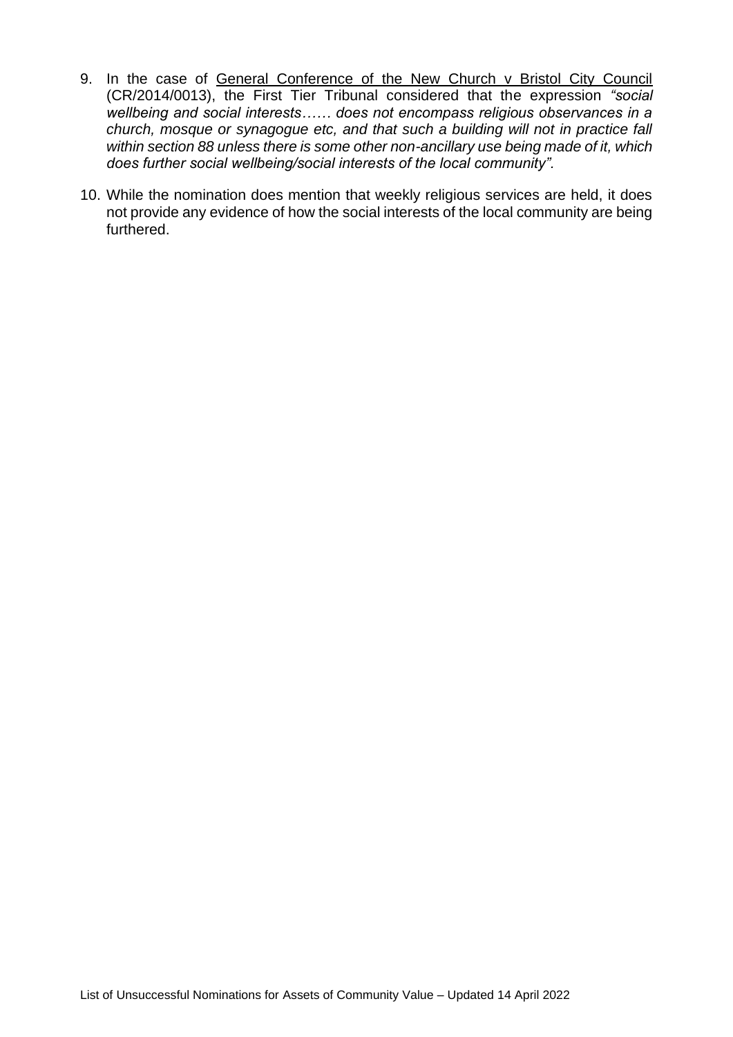9. In the case of General Conference of the New Church v Bristol City Council (CR/2014/0013), the First Tier Tribunal considered that the expression *"social wellbeing and social interests…… does not encompass religious observances in a church, mosque or synagogue etc, and that such a building will not in practice fall within section 88 unless there is some other non-ancillary use being made of it, which does further social wellbeing/social interests of the local community".*

10. While the nomination does mention that weekly religious services are held, it does not provide any evidence of how the social interests of the local community are being furthered.